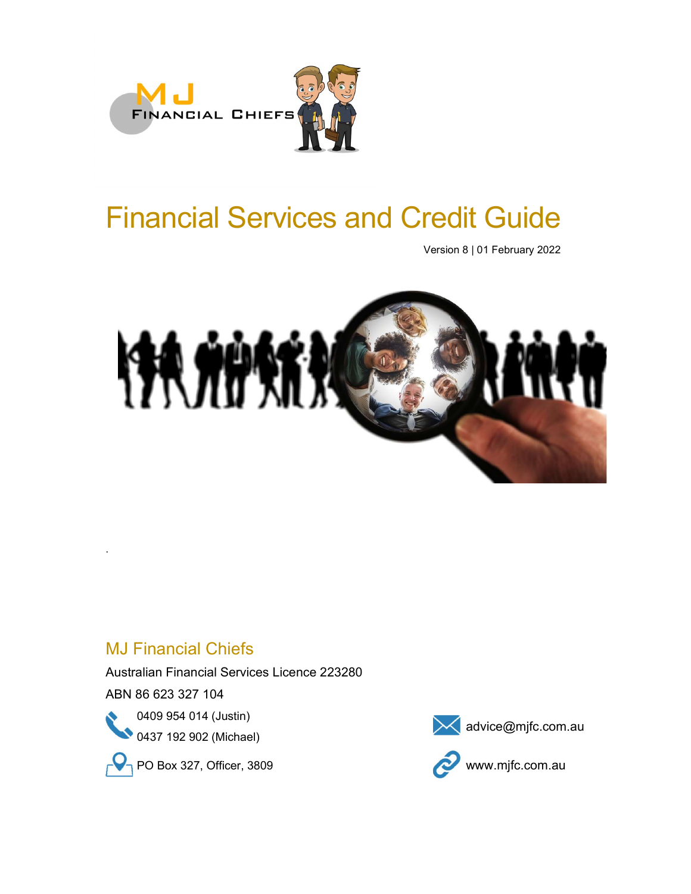MJ FINANCIAL CHIEFS

# Financial Services and Credit Guide

Version 8 | 01 February 2022

## MJ Financial Chiefs

Australian Financial Services Licence 223280

ABN 86 623 327 104

0409 954 014 (Justin)
0437 192 902 (Michael)

PO Box 327, Officer, 3809

advice@mjfc.com.au

www.mjfc.com.au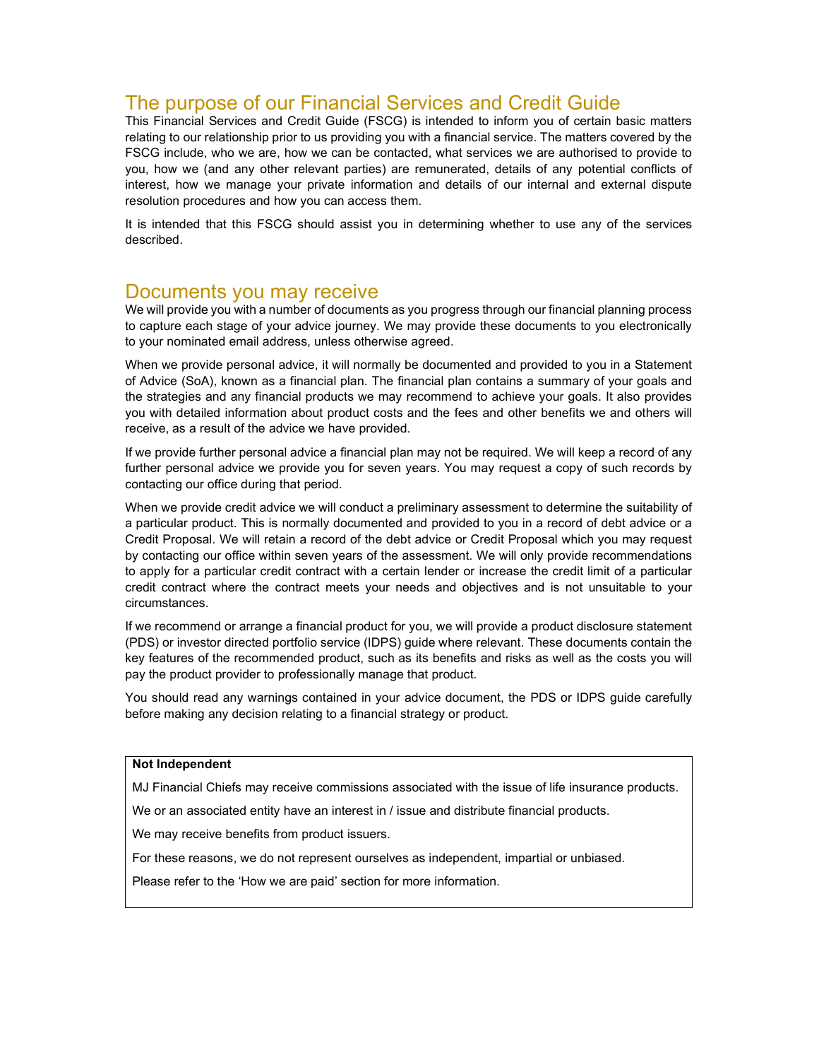## The purpose of our Financial Services and Credit Guide

This Financial Services and Credit Guide (FSCG) is intended to inform you of certain basic matters relating to our relationship prior to us providing you with a financial service. The matters covered by the FSCG include, who we are, how we can be contacted, what services we are authorised to provide to you, how we (and any other relevant parties) are remunerated, details of any potential conflicts of interest, how we manage your private information and details of our internal and external dispute resolution procedures and how you can access them.

It is intended that this FSCG should assist you in determining whether to use any of the services described.

## Documents you may receive

We will provide you with a number of documents as you progress through our financial planning process to capture each stage of your advice journey. We may provide these documents to you electronically to your nominated email address, unless otherwise agreed.

When we provide personal advice, it will normally be documented and provided to you in a Statement of Advice (SoA), known as a financial plan. The financial plan contains a summary of your goals and the strategies and any financial products we may recommend to achieve your goals. It also provides you with detailed information about product costs and the fees and other benefits we and others will receive, as a result of the advice we have provided.

If we provide further personal advice a financial plan may not be required. We will keep a record of any further personal advice we provide you for seven years. You may request a copy of such records by contacting our office during that period.

When we provide credit advice we will conduct a preliminary assessment to determine the suitability of a particular product. This is normally documented and provided to you in a record of debt advice or a Credit Proposal. We will retain a record of the debt advice or Credit Proposal which you may request by contacting our office within seven years of the assessment. We will only provide recommendations to apply for a particular credit contract with a certain lender or increase the credit limit of a particular credit contract where the contract meets your needs and objectives and is not unsuitable to your circumstances.

If we recommend or arrange a financial product for you, we will provide a product disclosure statement (PDS) or investor directed portfolio service (IDPS) guide where relevant. These documents contain the key features of the recommended product, such as its benefits and risks as well as the costs you will pay the product provider to professionally manage that product.

You should read any warnings contained in your advice document, the PDS or IDPS guide carefully before making any decision relating to a financial strategy or product.

**Not Independent**

MJ Financial Chiefs may receive commissions associated with the issue of life insurance products.

We or an associated entity have an interest in / issue and distribute financial products.

We may receive benefits from product issuers.

For these reasons, we do not represent ourselves as independent, impartial or unbiased.

Please refer to the 'How we are paid' section for more information.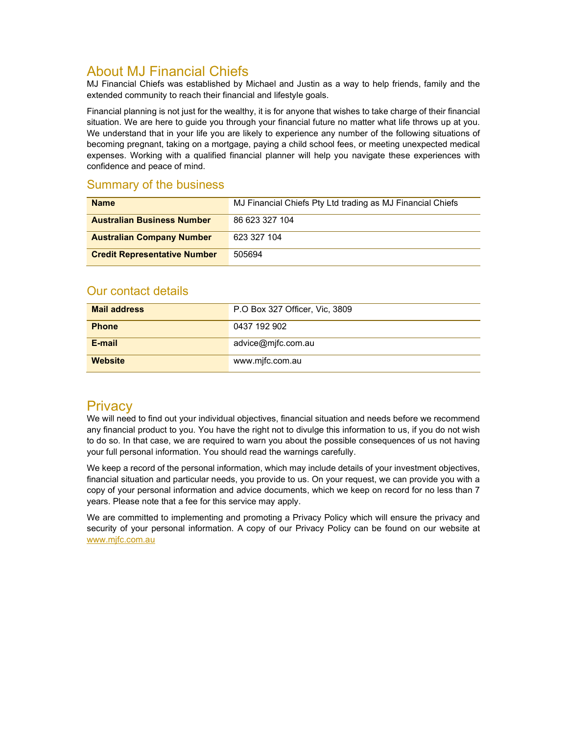# About MJ Financial Chiefs

MJ Financial Chiefs was established by Michael and Justin as a way to help friends, family and the extended community to reach their financial and lifestyle goals.

Financial planning is not just for the wealthy, it is for anyone that wishes to take charge of their financial situation. We are here to guide you through your financial future no matter what life throws up at you. We understand that in your life you are likely to experience any number of the following situations of becoming pregnant, taking on a mortgage, paying a child school fees, or meeting unexpected medical expenses. Working with a qualified financial planner will help you navigate these experiences with confidence and peace of mind.

## Summary of the business

| | |
|---|---|
| **Name** | MJ Financial Chiefs Pty Ltd trading as MJ Financial Chiefs |
| **Australian Business Number** | 86 623 327 104 |
| **Australian Company Number** | 623 327 104 |
| **Credit Representative Number** | 505694 |

## Our contact details

| | |
|---|---|
| **Mail address** | P.O Box 327 Officer, Vic, 3809 |
| **Phone** | 0437 192 902 |
| **E-mail** | advice@mjfc.com.au |
| **Website** | www.mjfc.com.au |

# Privacy

We will need to find out your individual objectives, financial situation and needs before we recommend any financial product to you. You have the right not to divulge this information to us, if you do not wish to do so. In that case, we are required to warn you about the possible consequences of us not having your full personal information. You should read the warnings carefully.

We keep a record of the personal information, which may include details of your investment objectives, financial situation and particular needs, you provide to us. On your request, we can provide you with a copy of your personal information and advice documents, which we keep on record for no less than 7 years. Please note that a fee for this service may apply.

We are committed to implementing and promoting a Privacy Policy which will ensure the privacy and security of your personal information. A copy of our Privacy Policy can be found on our website at www.mjfc.com.au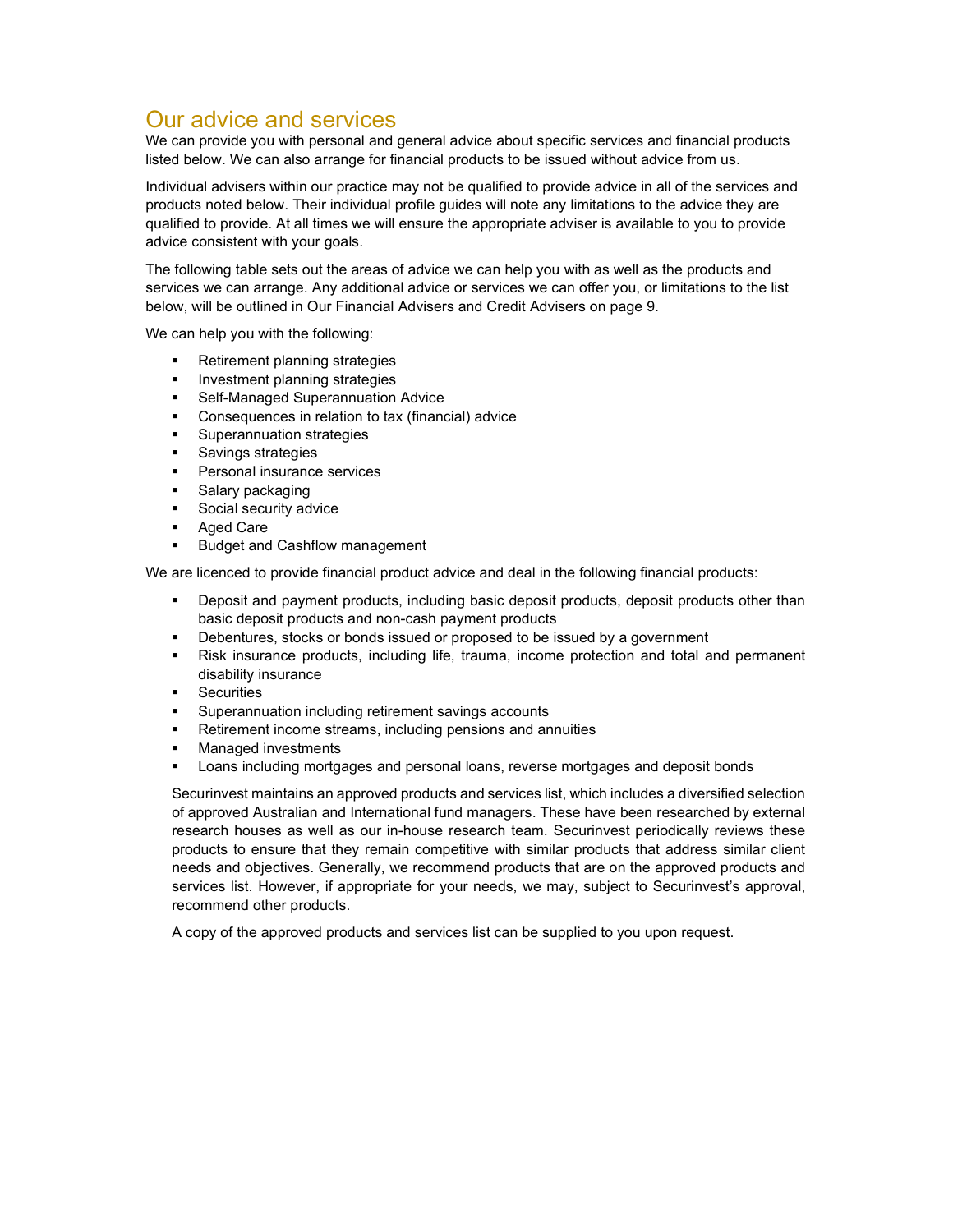## Our advice and services

We can provide you with personal and general advice about specific services and financial products listed below. We can also arrange for financial products to be issued without advice from us.

Individual advisers within our practice may not be qualified to provide advice in all of the services and products noted below. Their individual profile guides will note any limitations to the advice they are qualified to provide. At all times we will ensure the appropriate adviser is available to you to provide advice consistent with your goals.

The following table sets out the areas of advice we can help you with as well as the products and services we can arrange. Any additional advice or services we can offer you, or limitations to the list below, will be outlined in Our Financial Advisers and Credit Advisers on page 9.

We can help you with the following:

- Retirement planning strategies
- Investment planning strategies
- Self-Managed Superannuation Advice
- Consequences in relation to tax (financial) advice
- Superannuation strategies
- Savings strategies
- Personal insurance services
- Salary packaging
- Social security advice
- Aged Care
- Budget and Cashflow management

We are licenced to provide financial product advice and deal in the following financial products:

- Deposit and payment products, including basic deposit products, deposit products other than basic deposit products and non-cash payment products
- Debentures, stocks or bonds issued or proposed to be issued by a government
- Risk insurance products, including life, trauma, income protection and total and permanent disability insurance
- Securities
- Superannuation including retirement savings accounts
- Retirement income streams, including pensions and annuities
- Managed investments
- Loans including mortgages and personal loans, reverse mortgages and deposit bonds

Securinvest maintains an approved products and services list, which includes a diversified selection of approved Australian and International fund managers. These have been researched by external research houses as well as our in-house research team. Securinvest periodically reviews these products to ensure that they remain competitive with similar products that address similar client needs and objectives. Generally, we recommend products that are on the approved products and services list. However, if appropriate for your needs, we may, subject to Securinvest's approval, recommend other products.

A copy of the approved products and services list can be supplied to you upon request.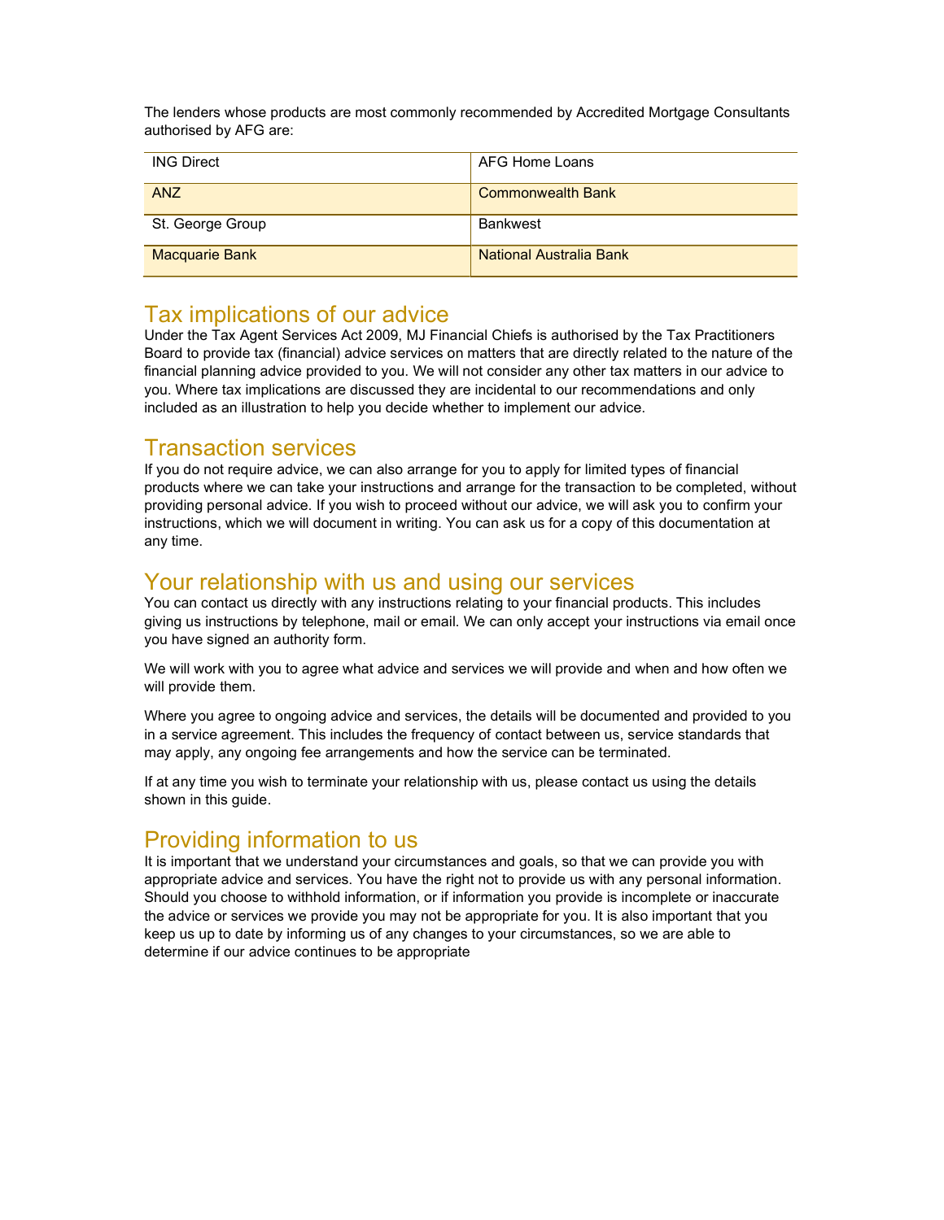The lenders whose products are most commonly recommended by Accredited Mortgage Consultants authorised by AFG are:

| | |
|---|---|
| ING Direct | AFG Home Loans |
| ANZ | Commonwealth Bank |
| St. George Group | Bankwest |
| Macquarie Bank | National Australia Bank |

## Tax implications of our advice

Under the Tax Agent Services Act 2009, MJ Financial Chiefs is authorised by the Tax Practitioners Board to provide tax (financial) advice services on matters that are directly related to the nature of the financial planning advice provided to you. We will not consider any other tax matters in our advice to you. Where tax implications are discussed they are incidental to our recommendations and only included as an illustration to help you decide whether to implement our advice.

## Transaction services

If you do not require advice, we can also arrange for you to apply for limited types of financial products where we can take your instructions and arrange for the transaction to be completed, without providing personal advice. If you wish to proceed without our advice, we will ask you to confirm your instructions, which we will document in writing. You can ask us for a copy of this documentation at any time.

## Your relationship with us and using our services

You can contact us directly with any instructions relating to your financial products. This includes giving us instructions by telephone, mail or email. We can only accept your instructions via email once you have signed an authority form.

We will work with you to agree what advice and services we will provide and when and how often we will provide them.

Where you agree to ongoing advice and services, the details will be documented and provided to you in a service agreement. This includes the frequency of contact between us, service standards that may apply, any ongoing fee arrangements and how the service can be terminated.

If at any time you wish to terminate your relationship with us, please contact us using the details shown in this guide.

## Providing information to us

It is important that we understand your circumstances and goals, so that we can provide you with appropriate advice and services. You have the right not to provide us with any personal information. Should you choose to withhold information, or if information you provide is incomplete or inaccurate the advice or services we provide you may not be appropriate for you. It is also important that you keep us up to date by informing us of any changes to your circumstances, so we are able to determine if our advice continues to be appropriate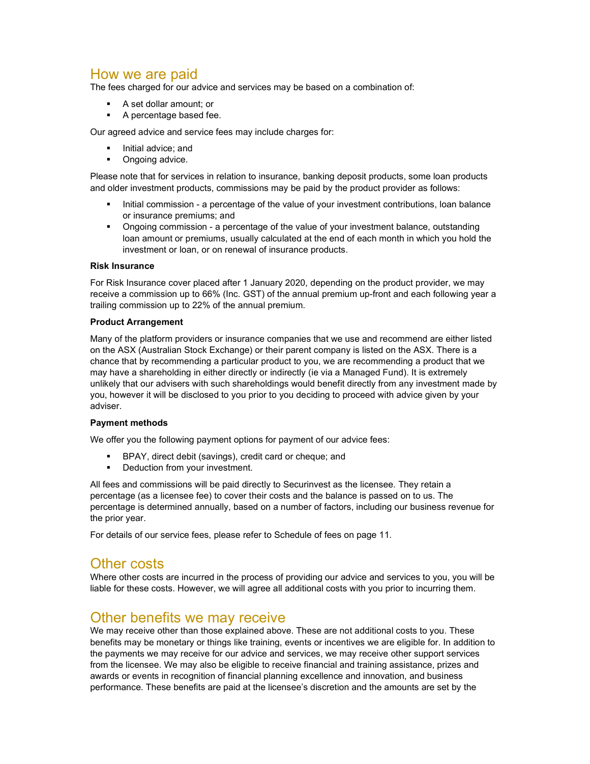## How we are paid

The fees charged for our advice and services may be based on a combination of:

- A set dollar amount; or
- A percentage based fee.

Our agreed advice and service fees may include charges for:

- Initial advice; and
- Ongoing advice.

Please note that for services in relation to insurance, banking deposit products, some loan products and older investment products, commissions may be paid by the product provider as follows:

- Initial commission - a percentage of the value of your investment contributions, loan balance or insurance premiums; and
- Ongoing commission - a percentage of the value of your investment balance, outstanding loan amount or premiums, usually calculated at the end of each month in which you hold the investment or loan, or on renewal of insurance products.

**Risk Insurance**

For Risk Insurance cover placed after 1 January 2020, depending on the product provider, we may receive a commission up to 66% (Inc. GST) of the annual premium up-front and each following year a trailing commission up to 22% of the annual premium.

**Product Arrangement**

Many of the platform providers or insurance companies that we use and recommend are either listed on the ASX (Australian Stock Exchange) or their parent company is listed on the ASX. There is a chance that by recommending a particular product to you, we are recommending a product that we may have a shareholding in either directly or indirectly (ie via a Managed Fund). It is extremely unlikely that our advisers with such shareholdings would benefit directly from any investment made by you, however it will be disclosed to you prior to you deciding to proceed with advice given by your adviser.

**Payment methods**

We offer you the following payment options for payment of our advice fees:

- BPAY, direct debit (savings), credit card or cheque; and
- Deduction from your investment.

All fees and commissions will be paid directly to Securinvest as the licensee. They retain a percentage (as a licensee fee) to cover their costs and the balance is passed on to us. The percentage is determined annually, based on a number of factors, including our business revenue for the prior year.

For details of our service fees, please refer to Schedule of fees on page 11.

## Other costs

Where other costs are incurred in the process of providing our advice and services to you, you will be liable for these costs. However, we will agree all additional costs with you prior to incurring them.

## Other benefits we may receive

We may receive other than those explained above. These are not additional costs to you. These benefits may be monetary or things like training, events or incentives we are eligible for. In addition to the payments we may receive for our advice and services, we may receive other support services from the licensee. We may also be eligible to receive financial and training assistance, prizes and awards or events in recognition of financial planning excellence and innovation, and business performance. These benefits are paid at the licensee's discretion and the amounts are set by the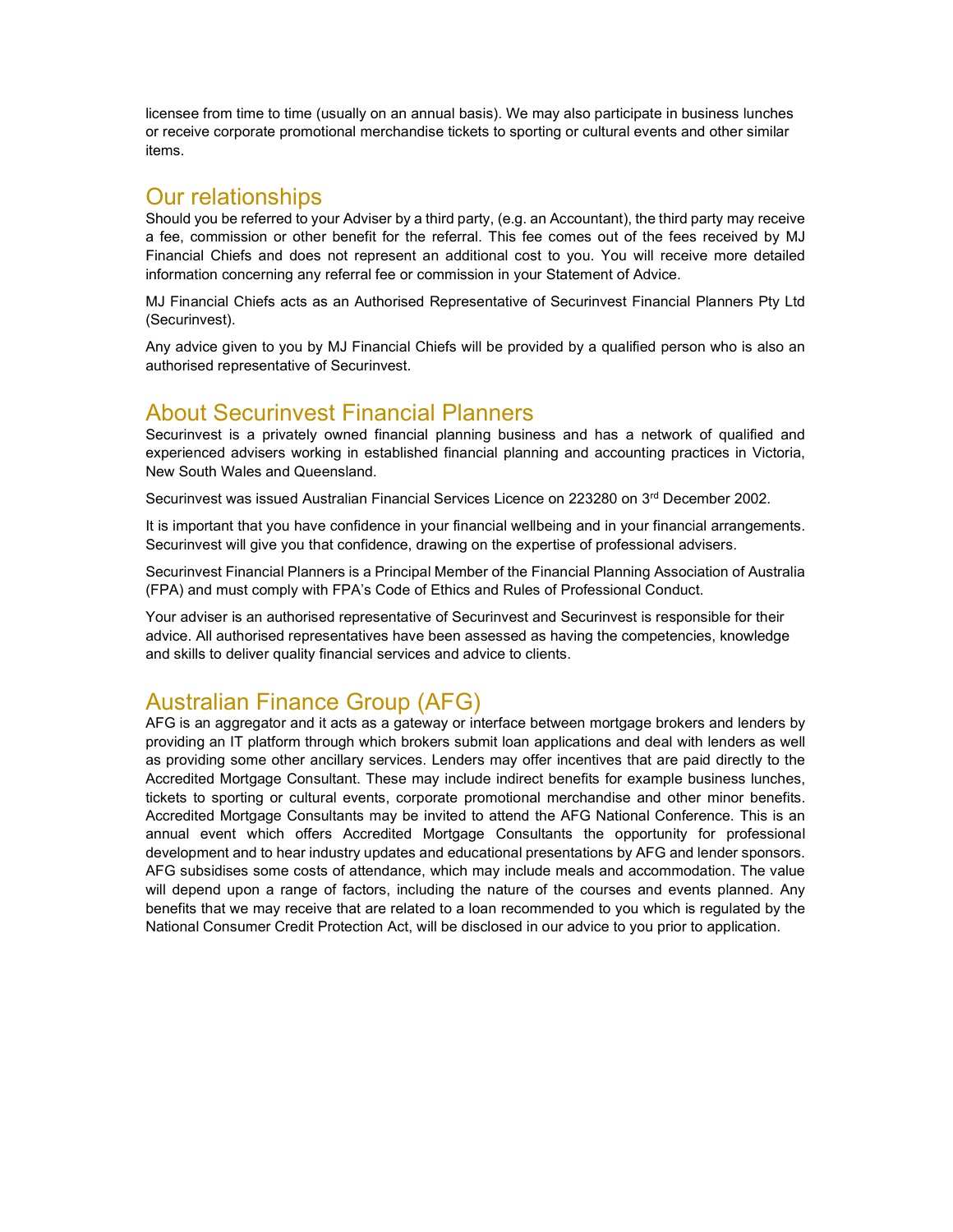licensee from time to time (usually on an annual basis). We may also participate in business lunches or receive corporate promotional merchandise tickets to sporting or cultural events and other similar items.

## Our relationships

Should you be referred to your Adviser by a third party, (e.g. an Accountant), the third party may receive a fee, commission or other benefit for the referral. This fee comes out of the fees received by MJ Financial Chiefs and does not represent an additional cost to you. You will receive more detailed information concerning any referral fee or commission in your Statement of Advice.

MJ Financial Chiefs acts as an Authorised Representative of Securinvest Financial Planners Pty Ltd (Securinvest).

Any advice given to you by MJ Financial Chiefs will be provided by a qualified person who is also an authorised representative of Securinvest.

## About Securinvest Financial Planners

Securinvest is a privately owned financial planning business and has a network of qualified and experienced advisers working in established financial planning and accounting practices in Victoria, New South Wales and Queensland.

Securinvest was issued Australian Financial Services Licence on 223280 on 3rd December 2002.

It is important that you have confidence in your financial wellbeing and in your financial arrangements. Securinvest will give you that confidence, drawing on the expertise of professional advisers.

Securinvest Financial Planners is a Principal Member of the Financial Planning Association of Australia (FPA) and must comply with FPA's Code of Ethics and Rules of Professional Conduct.

Your adviser is an authorised representative of Securinvest and Securinvest is responsible for their advice. All authorised representatives have been assessed as having the competencies, knowledge and skills to deliver quality financial services and advice to clients.

## Australian Finance Group (AFG)

AFG is an aggregator and it acts as a gateway or interface between mortgage brokers and lenders by providing an IT platform through which brokers submit loan applications and deal with lenders as well as providing some other ancillary services. Lenders may offer incentives that are paid directly to the Accredited Mortgage Consultant. These may include indirect benefits for example business lunches, tickets to sporting or cultural events, corporate promotional merchandise and other minor benefits. Accredited Mortgage Consultants may be invited to attend the AFG National Conference. This is an annual event which offers Accredited Mortgage Consultants the opportunity for professional development and to hear industry updates and educational presentations by AFG and lender sponsors. AFG subsidises some costs of attendance, which may include meals and accommodation. The value will depend upon a range of factors, including the nature of the courses and events planned. Any benefits that we may receive that are related to a loan recommended to you which is regulated by the National Consumer Credit Protection Act, will be disclosed in our advice to you prior to application.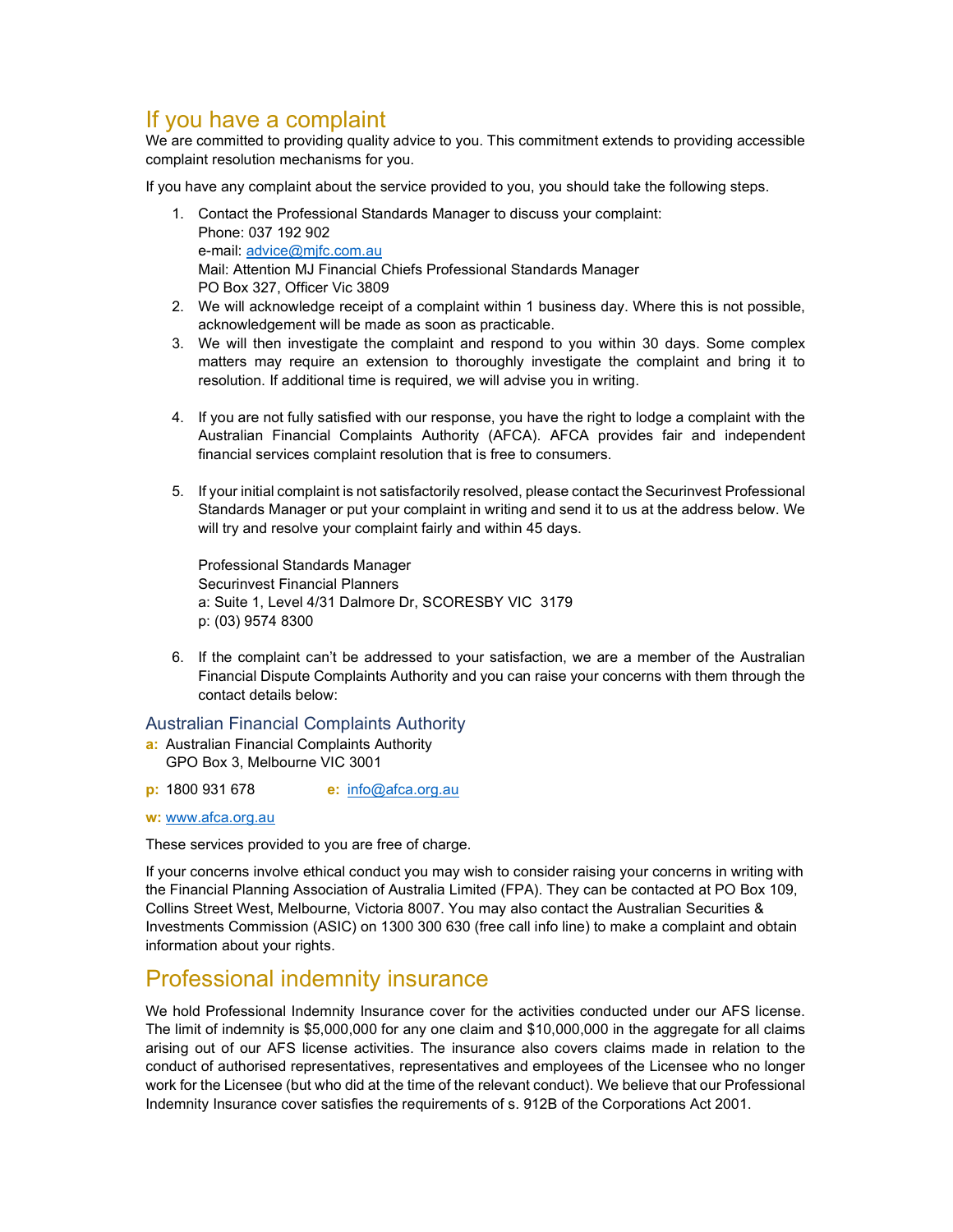## If you have a complaint

We are committed to providing quality advice to you. This commitment extends to providing accessible complaint resolution mechanisms for you.

If you have any complaint about the service provided to you, you should take the following steps.

1. Contact the Professional Standards Manager to discuss your complaint:
   Phone: 037 192 902
   e-mail: advice@mjfc.com.au
   Mail: Attention MJ Financial Chiefs Professional Standards Manager
   PO Box 327, Officer Vic 3809
2. We will acknowledge receipt of a complaint within 1 business day. Where this is not possible, acknowledgement will be made as soon as practicable.
3. We will then investigate the complaint and respond to you within 30 days. Some complex matters may require an extension to thoroughly investigate the complaint and bring it to resolution. If additional time is required, we will advise you in writing.

4. If you are not fully satisfied with our response, you have the right to lodge a complaint with the Australian Financial Complaints Authority (AFCA). AFCA provides fair and independent financial services complaint resolution that is free to consumers.

5. If your initial complaint is not satisfactorily resolved, please contact the Securinvest Professional Standards Manager or put your complaint in writing and send it to us at the address below. We will try and resolve your complaint fairly and within 45 days.

   Professional Standards Manager
   Securinvest Financial Planners
   a: Suite 1, Level 4/31 Dalmore Dr, SCORESBY VIC 3179
   p: (03) 9574 8300

6. If the complaint can't be addressed to your satisfaction, we are a member of the Australian Financial Dispute Complaints Authority and you can raise your concerns with them through the contact details below:

### Australian Financial Complaints Authority

**a:** Australian Financial Complaints Authority
GPO Box 3, Melbourne VIC 3001

**p:** 1800 931 678 **e:** info@afca.org.au

**w:** www.afca.org.au

These services provided to you are free of charge.

If your concerns involve ethical conduct you may wish to consider raising your concerns in writing with the Financial Planning Association of Australia Limited (FPA). They can be contacted at PO Box 109, Collins Street West, Melbourne, Victoria 8007. You may also contact the Australian Securities & Investments Commission (ASIC) on 1300 300 630 (free call info line) to make a complaint and obtain information about your rights.

## Professional indemnity insurance

We hold Professional Indemnity Insurance cover for the activities conducted under our AFS license. The limit of indemnity is $5,000,000 for any one claim and $10,000,000 in the aggregate for all claims arising out of our AFS license activities. The insurance also covers claims made in relation to the conduct of authorised representatives, representatives and employees of the Licensee who no longer work for the Licensee (but who did at the time of the relevant conduct). We believe that our Professional Indemnity Insurance cover satisfies the requirements of s. 912B of the Corporations Act 2001.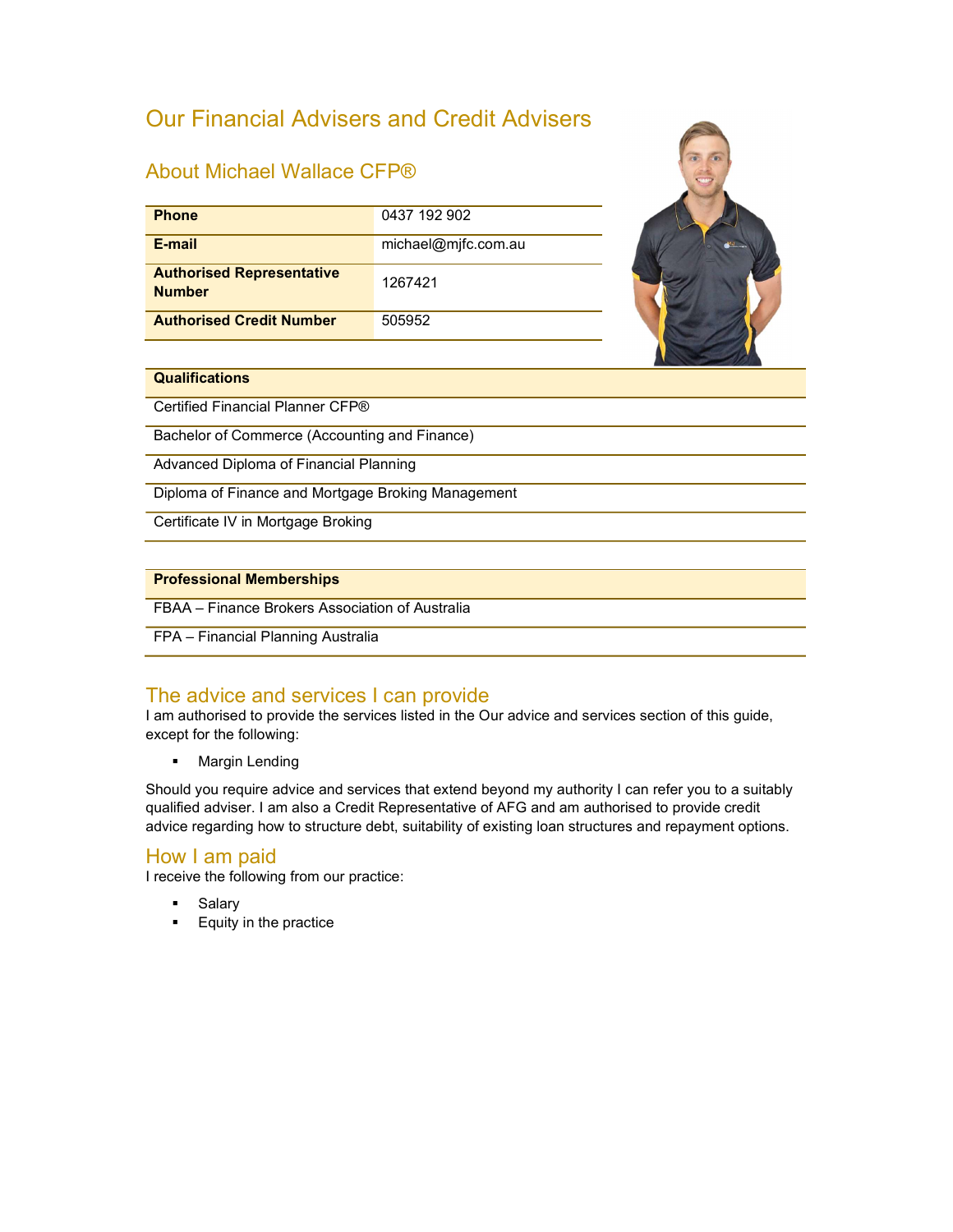# Our Financial Advisers and Credit Advisers

## About Michael Wallace CFP®

| Phone | 0437 192 902 |
| --- | --- |
| E-mail | michael@mjfc.com.au |
| Authorised Representative Number | 1267421 |
| Authorised Credit Number | 505952 |

| Qualifications |
| --- |
| Certified Financial Planner CFP® |
| Bachelor of Commerce (Accounting and Finance) |
| Advanced Diploma of Financial Planning |
| Diploma of Finance and Mortgage Broking Management |
| Certificate IV in Mortgage Broking |

| Professional Memberships |
| --- |
| FBAA – Finance Brokers Association of Australia |
| FPA – Financial Planning Australia |

## The advice and services I can provide

I am authorised to provide the services listed in the Our advice and services section of this guide, except for the following:

- Margin Lending

Should you require advice and services that extend beyond my authority I can refer you to a suitably qualified adviser. I am also a Credit Representative of AFG and am authorised to provide credit advice regarding how to structure debt, suitability of existing loan structures and repayment options.

## How I am paid

I receive the following from our practice:

- Salary
- Equity in the practice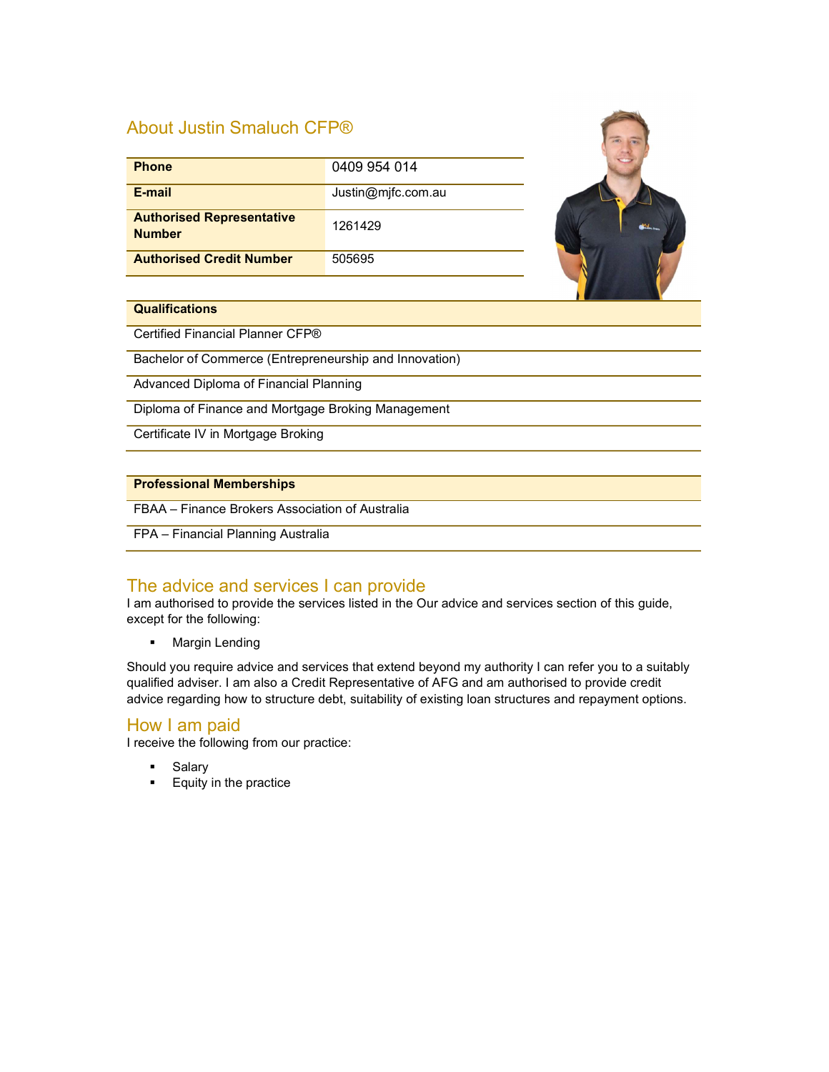## About Justin Smaluch CFP®

| Phone | 0409 954 014 |
|---|---|
| E-mail | Justin@mjfc.com.au |
| Authorised Representative Number | 1261429 |
| Authorised Credit Number | 505695 |

| Qualifications |
|---|
| Certified Financial Planner CFP® |
| Bachelor of Commerce (Entrepreneurship and Innovation) |
| Advanced Diploma of Financial Planning |
| Diploma of Finance and Mortgage Broking Management |
| Certificate IV in Mortgage Broking |

| Professional Memberships |
|---|
| FBAA – Finance Brokers Association of Australia |
| FPA – Financial Planning Australia |

## The advice and services I can provide

I am authorised to provide the services listed in the Our advice and services section of this guide, except for the following:

- Margin Lending

Should you require advice and services that extend beyond my authority I can refer you to a suitably qualified adviser. I am also a Credit Representative of AFG and am authorised to provide credit advice regarding how to structure debt, suitability of existing loan structures and repayment options.

## How I am paid

I receive the following from our practice:

- Salary
- Equity in the practice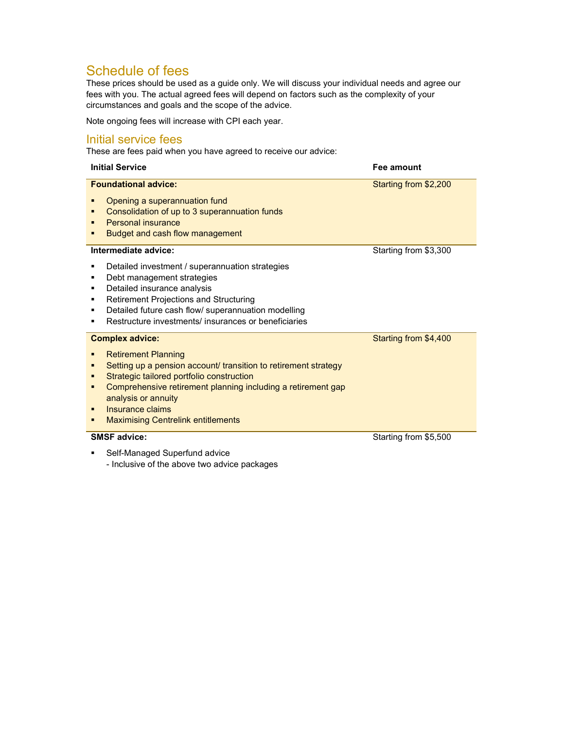# Schedule of fees

These prices should be used as a guide only. We will discuss your individual needs and agree our fees with you. The actual agreed fees will depend on factors such as the complexity of your circumstances and goals and the scope of the advice.

Note ongoing fees will increase with CPI each year.

## Initial service fees

These are fees paid when you have agreed to receive our advice:

| Initial Service | Fee amount |
|---|---|
| **Foundational advice:**<br>▪ Opening a superannuation fund<br>▪ Consolidation of up to 3 superannuation funds<br>▪ Personal insurance<br>▪ Budget and cash flow management | Starting from $2,200 |
| **Intermediate advice:**<br>▪ Detailed investment / superannuation strategies<br>▪ Debt management strategies<br>▪ Detailed insurance analysis<br>▪ Retirement Projections and Structuring<br>▪ Detailed future cash flow/ superannuation modelling<br>▪ Restructure investments/ insurances or beneficiaries | Starting from $3,300 |
| **Complex advice:**<br>▪ Retirement Planning<br>▪ Setting up a pension account/ transition to retirement strategy<br>▪ Strategic tailored portfolio construction<br>▪ Comprehensive retirement planning including a retirement gap analysis or annuity<br>▪ Insurance claims<br>▪ Maximising Centrelink entitlements | Starting from $4,400 |
| **SMSF advice:**<br>▪ Self-Managed Superfund advice<br>- Inclusive of the above two advice packages | Starting from $5,500 |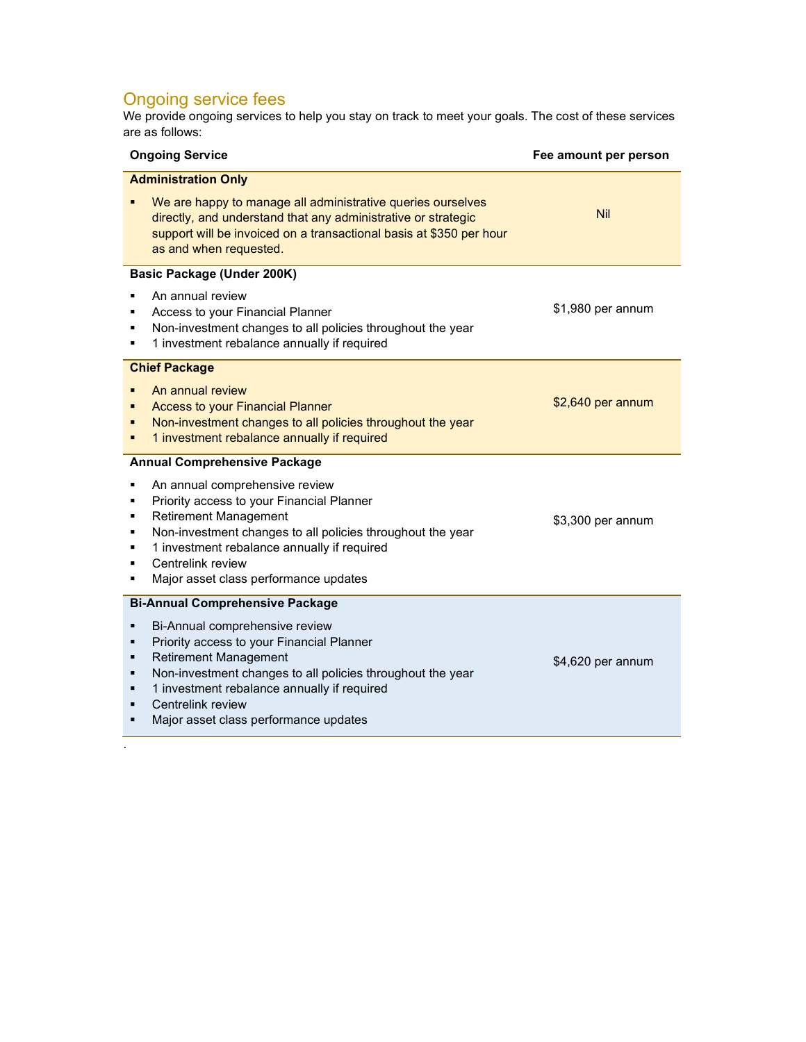## Ongoing service fees

We provide ongoing services to help you stay on track to meet your goals. The cost of these services are as follows:

| Ongoing Service | Fee amount per person |
|---|---|
| **Administration Only**<br>▪ We are happy to manage all administrative queries ourselves directly, and understand that any administrative or strategic support will be invoiced on a transactional basis at $350 per hour as and when requested. | Nil |
| **Basic Package (Under 200K)**<br>▪ An annual review<br>▪ Access to your Financial Planner<br>▪ Non-investment changes to all policies throughout the year<br>▪ 1 investment rebalance annually if required | $1,980 per annum |
| **Chief Package**<br>▪ An annual review<br>▪ Access to your Financial Planner<br>▪ Non-investment changes to all policies throughout the year<br>▪ 1 investment rebalance annually if required | $2,640 per annum |
| **Annual Comprehensive Package**<br>▪ An annual comprehensive review<br>▪ Priority access to your Financial Planner<br>▪ Retirement Management<br>▪ Non-investment changes to all policies throughout the year<br>▪ 1 investment rebalance annually if required<br>▪ Centrelink review<br>▪ Major asset class performance updates | $3,300 per annum |
| **Bi-Annual Comprehensive Package**<br>▪ Bi-Annual comprehensive review<br>▪ Priority access to your Financial Planner<br>▪ Retirement Management<br>▪ Non-investment changes to all policies throughout the year<br>▪ 1 investment rebalance annually if required<br>▪ Centrelink review<br>▪ Major asset class performance updates | $4,620 per annum |